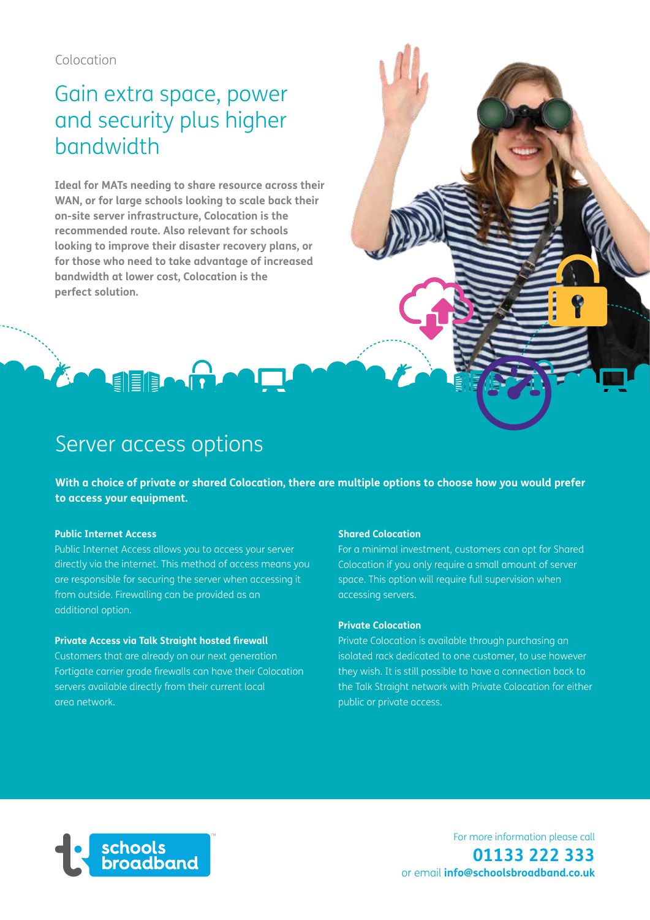Colocation

# Gain extra space, power and security plus higher bandwidth

**Ideal for MATs needing to share resource across their WAN, or for large schools looking to scale back their on-site server infrastructure, Colocation is the recommended route. Also relevant for schools looking to improve their disaster recovery plans, or for those who need to take advantage of increased bandwidth at lower cost, Colocation is the perfect solution.**

## Server access options

**With a choice of private or shared Colocation, there are multiple options to choose how you would prefer to access your equipment.**

### Public Internet Access

Public Internet Access allows you to access your server directly via the internet. This method of access means you are responsible for securing the server when accessing it from outside. Firewalling can be provided as an additional option.

### Private Access via Talk Straight hosted firewall

Customers that are already on our next generation Fortigate carrier grade firewalls can have their Colocation servers available directly from their current local area network.

### Shared Colocation

For a minimal investment, customers can opt for Shared Colocation if you only require a small amount of server space. This option will require full supervision when accessing servers.

### Private Colocation

Private Colocation is available through purchasing an isolated rack dedicated to one customer, to use however they wish. It is still possible to have a connection back to the Talk Straight network with Private Colocation for either public or private access.

schools broadband

For more information please call
**01133 222 333**
or email **info@schoolsbroadband.co.uk**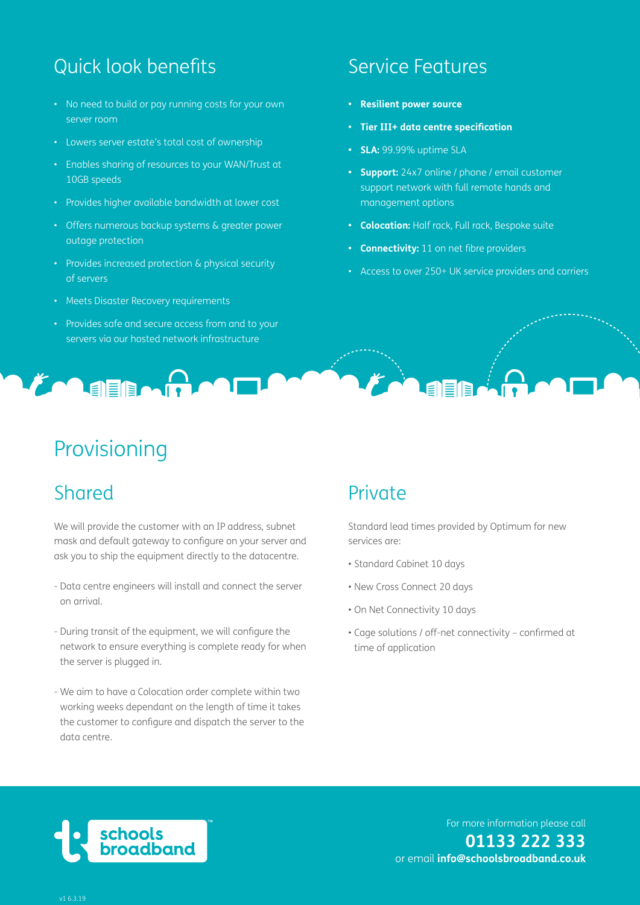## Quick look benefits

- No need to build or pay running costs for your own server room
- Lowers server estate's total cost of ownership
- Enables sharing of resources to your WAN/Trust at 10GB speeds
- Provides higher available bandwidth at lower cost
- Offers numerous backup systems & greater power outage protection
- Provides increased protection & physical security of servers
- Meets Disaster Recovery requirements
- Provides safe and secure access from and to your servers via our hosted network infrastructure

## Service Features

- **Resilient power source**
- **Tier III+ data centre specification**
- **SLA:** 99.99% uptime SLA
- **Support:** 24x7 online / phone / email customer support network with full remote hands and management options
- **Colocation:** Half rack, Full rack, Bespoke suite
- **Connectivity:** 11 on net fibre providers
- Access to over 250+ UK service providers and carriers

# Provisioning

## Shared

We will provide the customer with an IP address, subnet mask and default gateway to configure on your server and ask you to ship the equipment directly to the datacentre.

- Data centre engineers will install and connect the server on arrival.
- During transit of the equipment, we will configure the network to ensure everything is complete ready for when the server is plugged in.
- We aim to have a Colocation order complete within two working weeks dependant on the length of time it takes the customer to configure and dispatch the server to the data centre.

## Private

Standard lead times provided by Optimum for new services are:

- Standard Cabinet 10 days
- New Cross Connect 20 days
- On Net Connectivity 10 days
- Cage solutions / off-net connectivity – confirmed at time of application

schools broadband™

For more information please call
**01133 222 333**
or email **info@schoolsbroadband.co.uk**

v1 6.3.19